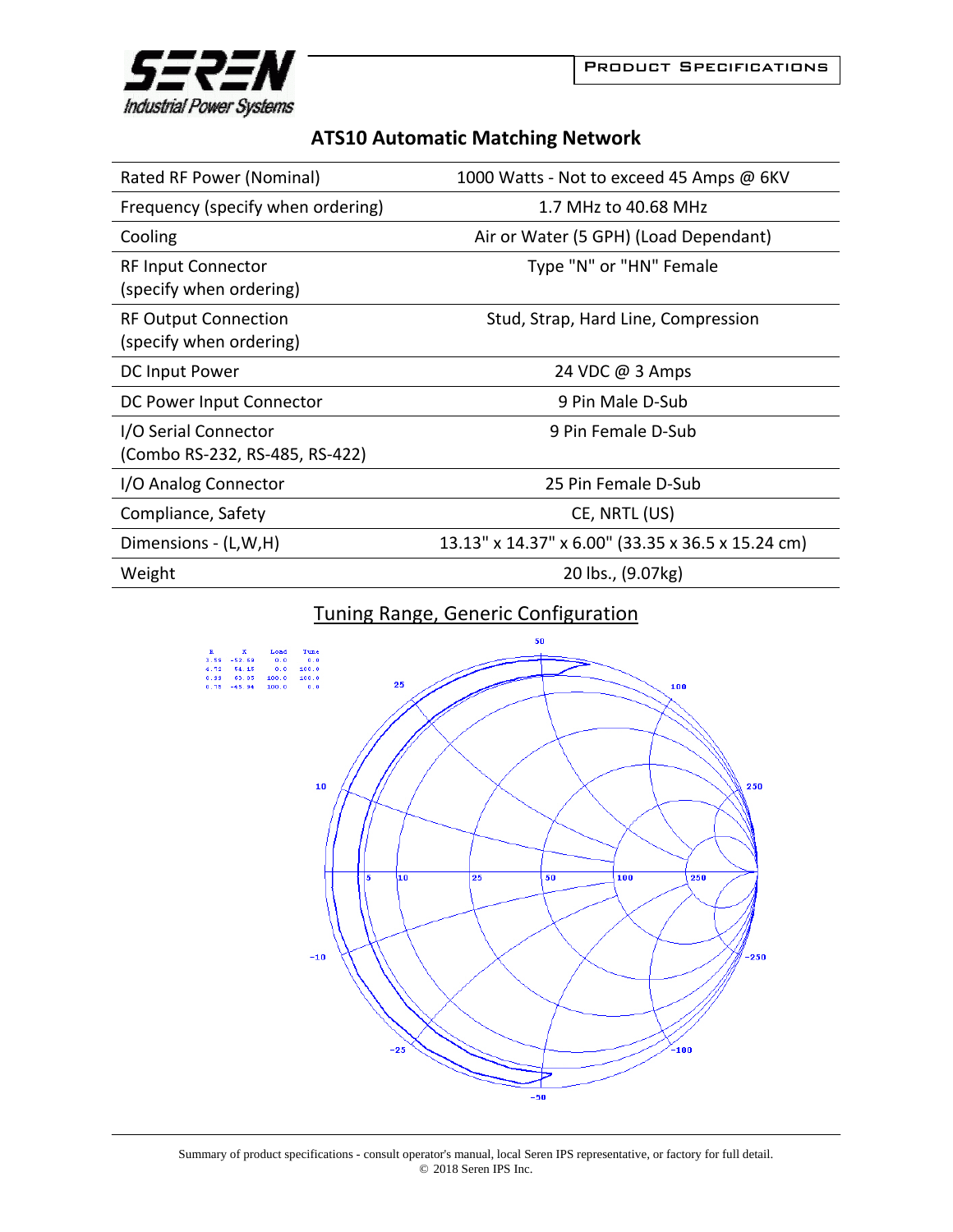SEREN Industrial Power Systems

PRODUCT SPECIFICATIONS

# ATS10 Automatic Matching Network

| | |
|---|---|
| Rated RF Power (Nominal) | 1000 Watts - Not to exceed 45 Amps @ 6KV |
| Frequency (specify when ordering) | 1.7 MHz to 40.68 MHz |
| Cooling | Air or Water (5 GPH) (Load Dependant) |
| RF Input Connector (specify when ordering) | Type "N" or "HN" Female |
| RF Output Connection (specify when ordering) | Stud, Strap, Hard Line, Compression |
| DC Input Power | 24 VDC @ 3 Amps |
| DC Power Input Connector | 9 Pin Male D-Sub |
| I/O Serial Connector (Combo RS-232, RS-485, RS-422) | 9 Pin Female D-Sub |
| I/O Analog Connector | 25 Pin Female D-Sub |
| Compliance, Safety | CE, NRTL (US) |
| Dimensions - (L,W,H) | 13.13" x 14.37" x 6.00" (33.35 x 36.5 x 15.24 cm) |
| Weight | 20 lbs., (9.07kg) |

## Tuning Range, Generic Configuration

| R | X | Load | Tune |
|---|---|---|---|
| 3.59 | -52.59 | 0.0 | 0.0 |
| 4.72 | 54.15 | 0.0 | 100.0 |
| 6.39 | 63.05 | 100.0 | 100.0 |
| 0.79 | -45.94 | 100.0 | 0.0 |

Summary of product specifications - consult operator's manual, local Seren IPS representative, or factory for full detail.
© 2018 Seren IPS Inc.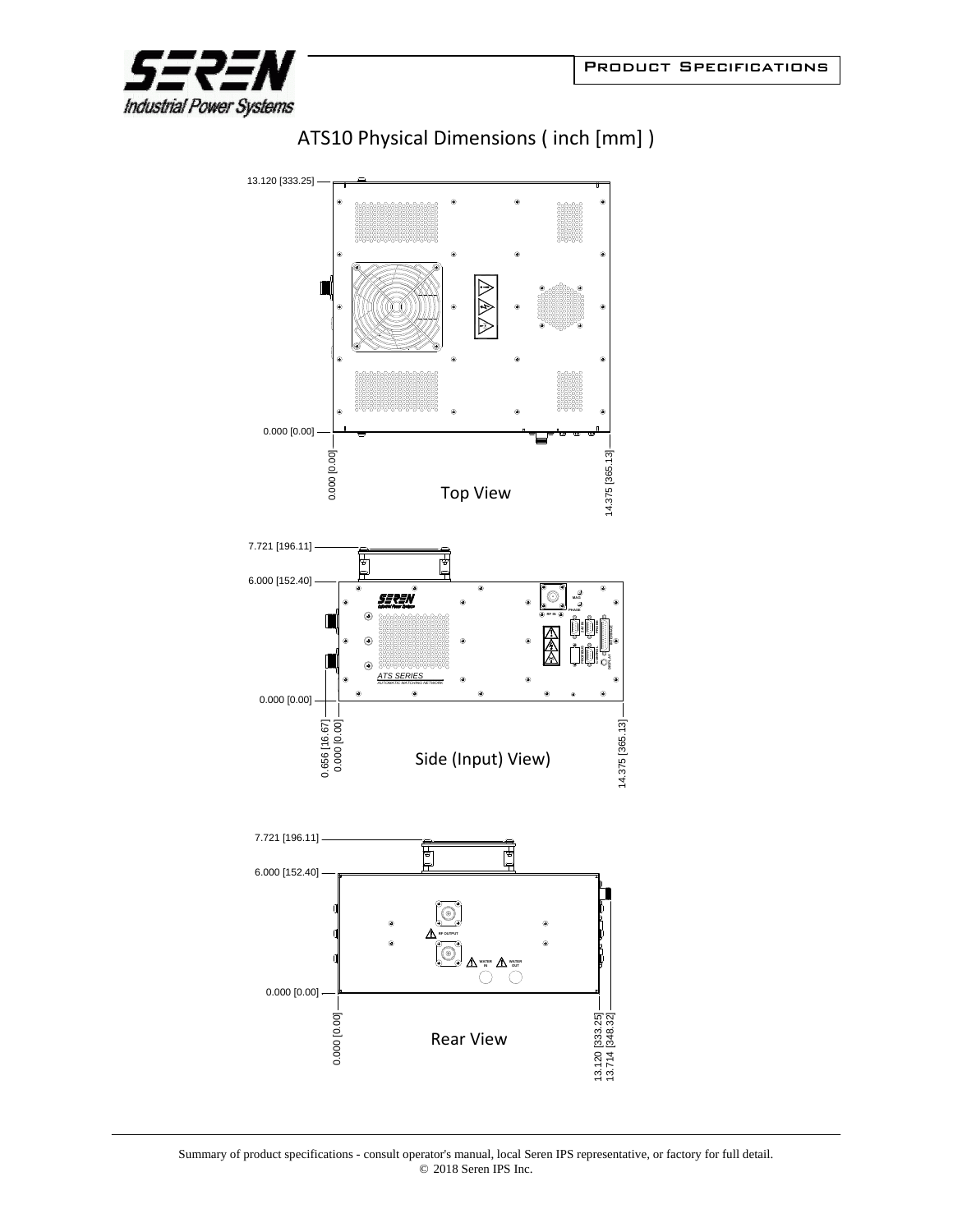# ATS10 Physical Dimensions ( inch [mm] )

13.120 [333.25]

0.000 [0.00]

0.000 [0.00]

14.375 [365.13]

Top View

7.721 [196.11]

6.000 [152.40]

0.000 [0.00]

0.656 [16.67]

0.000 [0.00]

14.375 [365.13]

Side (Input) View)

7.721 [196.11]

6.000 [152.40]

0.000 [0.00]

0.000 [0.00]

13.120 [333.25]

13.714 [348.32]

Rear View

Summary of product specifications - consult operator's manual, local Seren IPS representative, or factory for full detail.
© 2018 Seren IPS Inc.